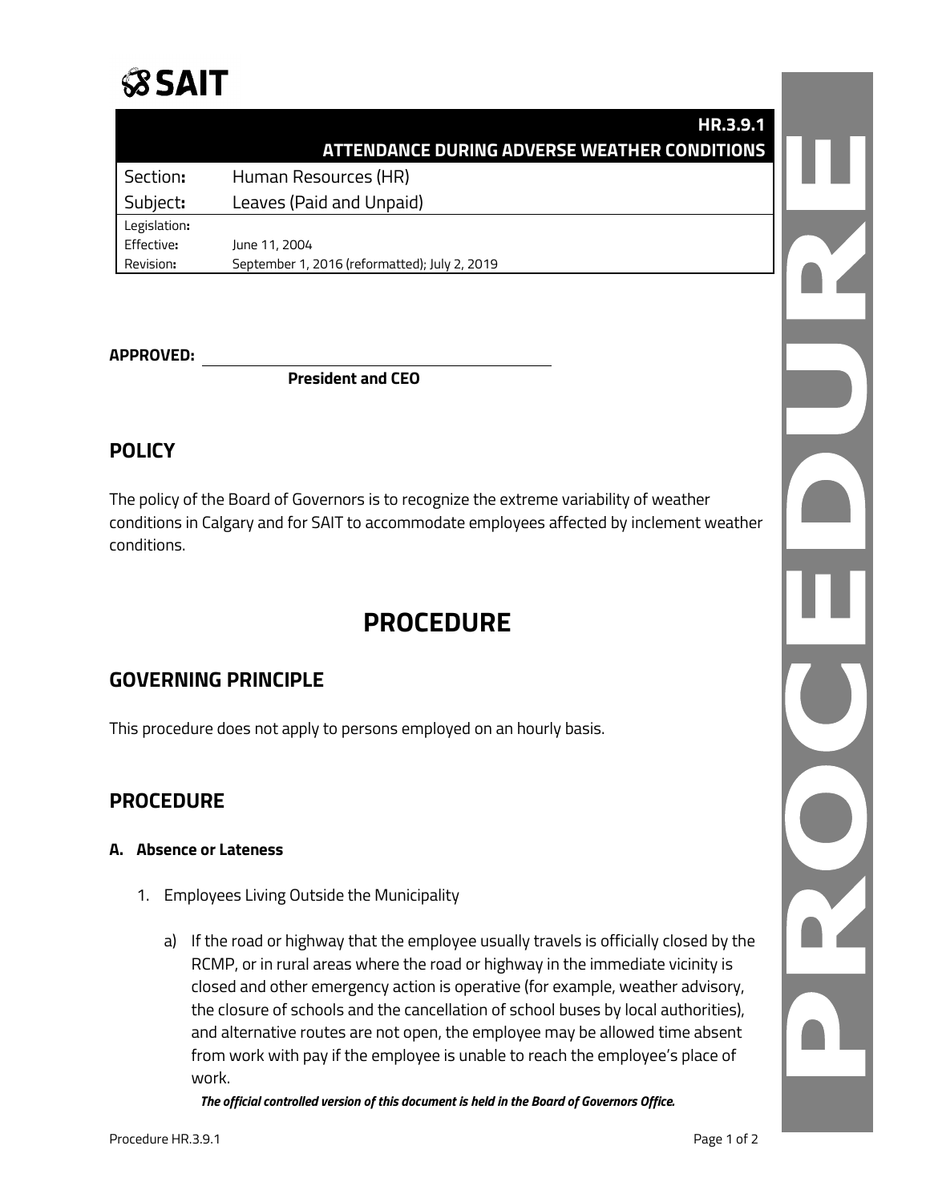# SAIT

| HR.3.9.1 ATTENDANCE DURING ADVERSE WEATHER CONDITIONS | |
|---|---|
| Section: | Human Resources (HR) |
| Subject: | Leaves (Paid and Unpaid) |
| Legislation: | |
| Effective: | June 11, 2004 |
| Revision: | September 1, 2016 (reformatted); July 2, 2019 |

**APPROVED:** ______________________________

**President and CEO**

## POLICY

The policy of the Board of Governors is to recognize the extreme variability of weather conditions in Calgary and for SAIT to accommodate employees affected by inclement weather conditions.

# PROCEDURE

## GOVERNING PRINCIPLE

This procedure does not apply to persons employed on an hourly basis.

## PROCEDURE

### A. Absence or Lateness

1. Employees Living Outside the Municipality

   a) If the road or highway that the employee usually travels is officially closed by the RCMP, or in rural areas where the road or highway in the immediate vicinity is closed and other emergency action is operative (for example, weather advisory, the closure of schools and the cancellation of school buses by local authorities), and alternative routes are not open, the employee may be allowed time absent from work with pay if the employee is unable to reach the employee's place of work.

***The official controlled version of this document is held in the Board of Governors Office.***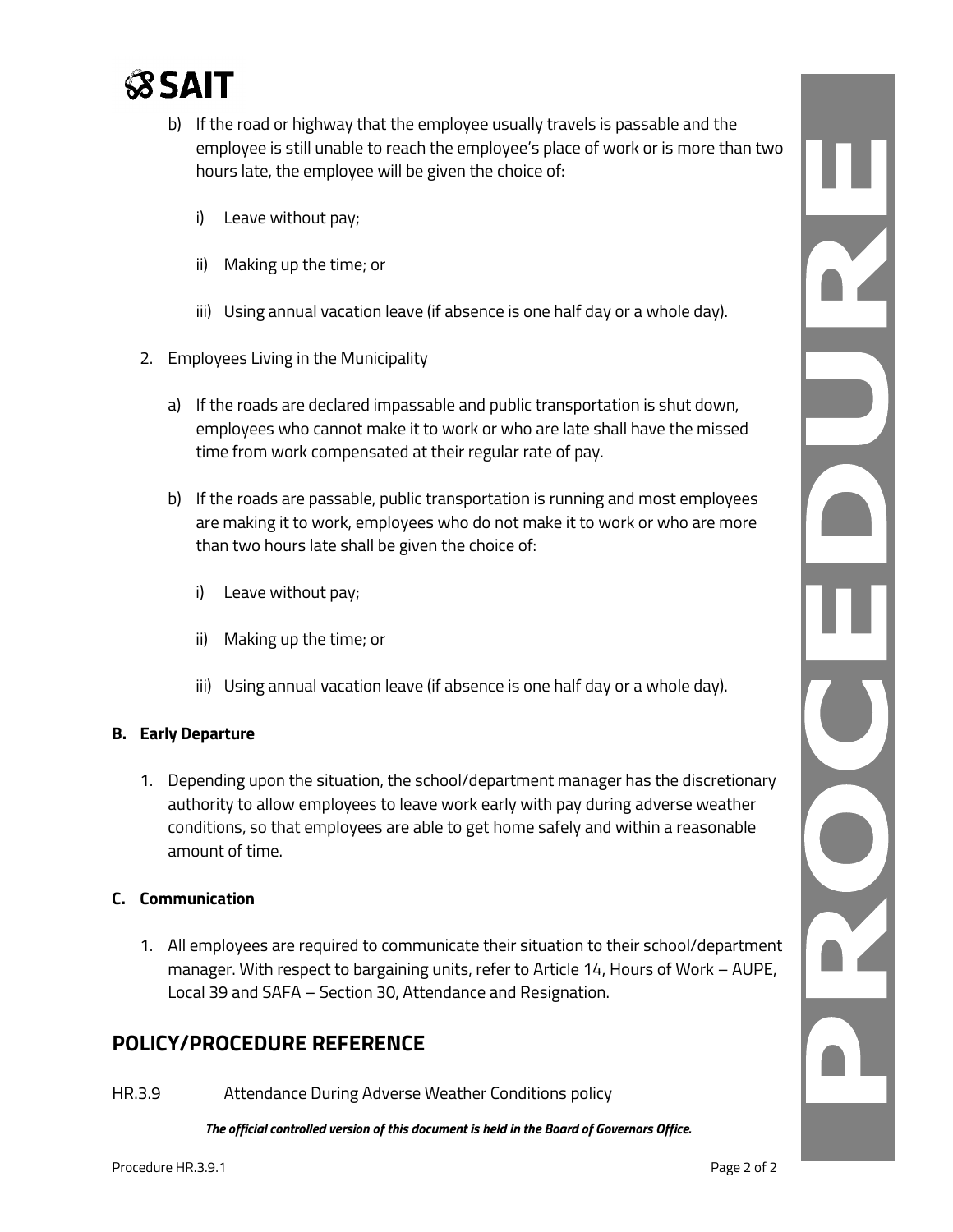b) If the road or highway that the employee usually travels is passable and the employee is still unable to reach the employee's place of work or is more than two hours late, the employee will be given the choice of:

   i) Leave without pay;

   ii) Making up the time; or

   iii) Using annual vacation leave (if absence is one half day or a whole day).

2. Employees Living in the Municipality

   a) If the roads are declared impassable and public transportation is shut down, employees who cannot make it to work or who are late shall have the missed time from work compensated at their regular rate of pay.

   b) If the roads are passable, public transportation is running and most employees are making it to work, employees who do not make it to work or who are more than two hours late shall be given the choice of:

      i) Leave without pay;

      ii) Making up the time; or

      iii) Using annual vacation leave (if absence is one half day or a whole day).

**B. Early Departure**

1. Depending upon the situation, the school/department manager has the discretionary authority to allow employees to leave work early with pay during adverse weather conditions, so that employees are able to get home safely and within a reasonable amount of time.

**C. Communication**

1. All employees are required to communicate their situation to their school/department manager. With respect to bargaining units, refer to Article 14, Hours of Work – AUPE, Local 39 and SAFA – Section 30, Attendance and Resignation.

## POLICY/PROCEDURE REFERENCE

HR.3.9 Attendance During Adverse Weather Conditions policy

***The official controlled version of this document is held in the Board of Governors Office.***